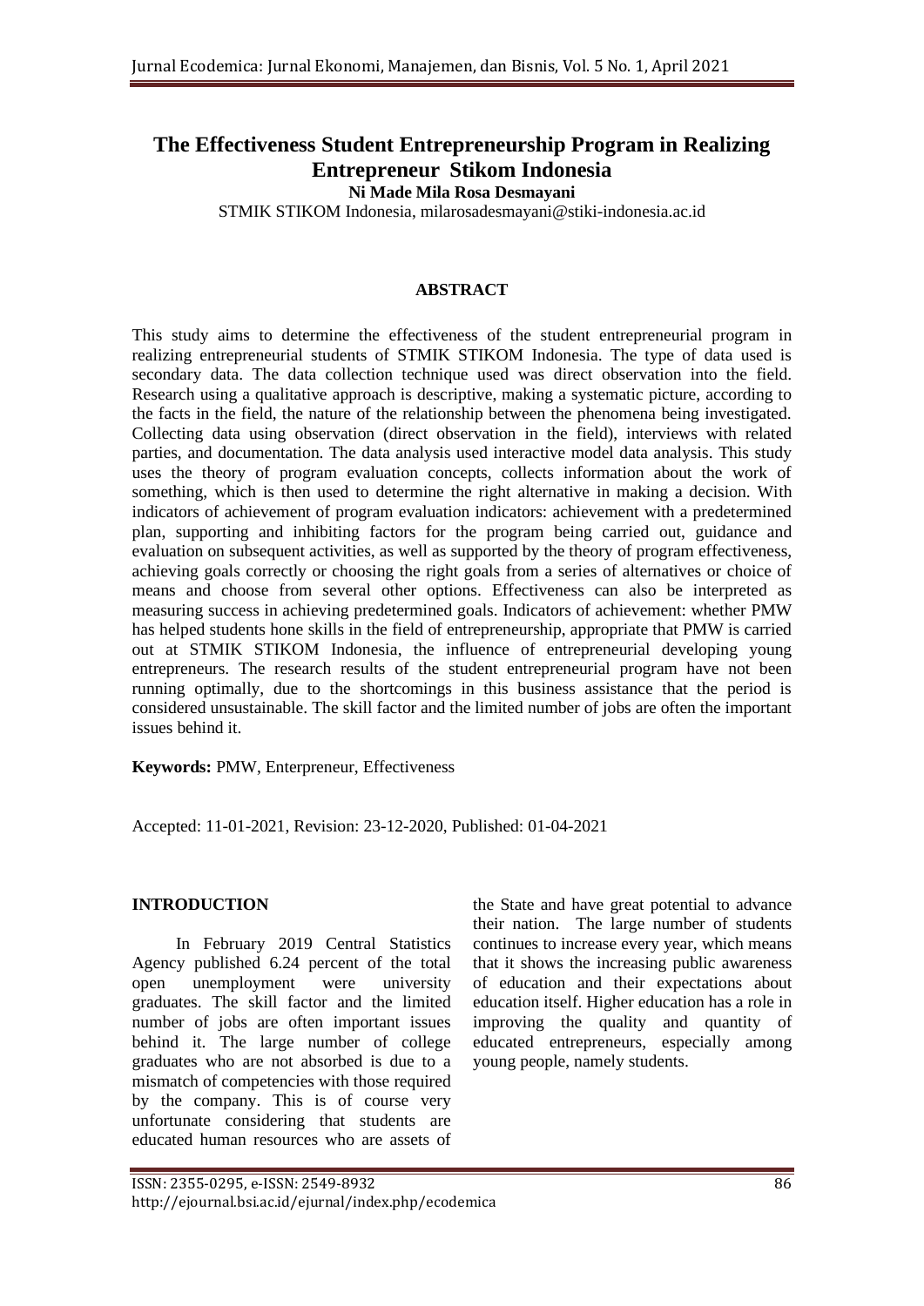# The Effectiveness Student Entrepreneurship Program in Realizing Entrepreneur Stikom Indonesia

**Ni Made Mila Rosa Desmayani**

STMIK STIKOM Indonesia, milarosadesmayani@stiki-indonesia.ac.id

## ABSTRACT

This study aims to determine the effectiveness of the student entrepreneurial program in realizing entrepreneurial students of STMIK STIKOM Indonesia. The type of data used is secondary data. The data collection technique used was direct observation into the field. Research using a qualitative approach is descriptive, making a systematic picture, according to the facts in the field, the nature of the relationship between the phenomena being investigated. Collecting data using observation (direct observation in the field), interviews with related parties, and documentation. The data analysis used interactive model data analysis. This study uses the theory of program evaluation concepts, collects information about the work of something, which is then used to determine the right alternative in making a decision. With indicators of achievement of program evaluation indicators: achievement with a predetermined plan, supporting and inhibiting factors for the program being carried out, guidance and evaluation on subsequent activities, as well as supported by the theory of program effectiveness, achieving goals correctly or choosing the right goals from a series of alternatives or choice of means and choose from several other options. Effectiveness can also be interpreted as measuring success in achieving predetermined goals. Indicators of achievement: whether PMW has helped students hone skills in the field of entrepreneurship, appropriate that PMW is carried out at STMIK STIKOM Indonesia, the influence of entrepreneurial developing young entrepreneurs. The research results of the student entrepreneurial program have not been running optimally, due to the shortcomings in this business assistance that the period is considered unsustainable. The skill factor and the limited number of jobs are often the important issues behind it.

**Keywords:** PMW, Enterpreneur, Effectiveness

Accepted: 11-01-2021, Revision: 23-12-2020, Published: 01-04-2021

## INTRODUCTION

In February 2019 Central Statistics Agency published 6.24 percent of the total open unemployment were university graduates. The skill factor and the limited number of jobs are often important issues behind it. The large number of college graduates who are not absorbed is due to a mismatch of competencies with those required by the company. This is of course very unfortunate considering that students are educated human resources who are assets of the State and have great potential to advance their nation. The large number of students continues to increase every year, which means that it shows the increasing public awareness of education and their expectations about education itself. Higher education has a role in improving the quality and quantity of educated entrepreneurs, especially among young people, namely students.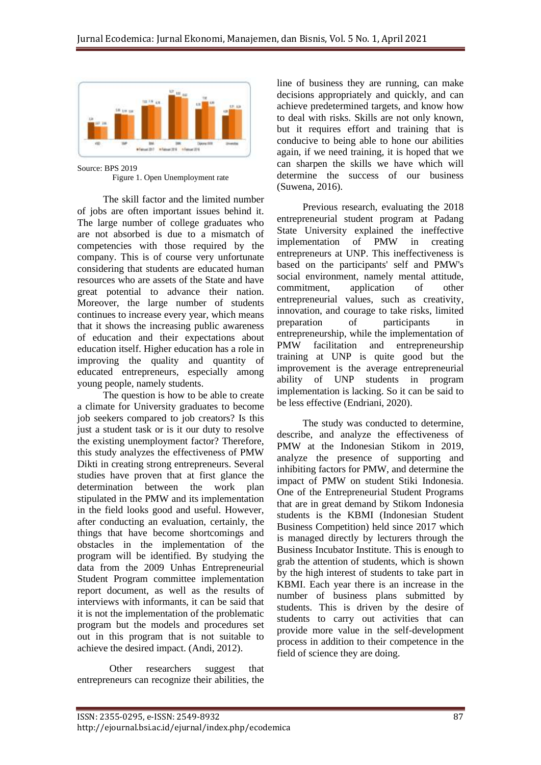Source: BPS 2019

Figure 1. Open Unemployment rate

The skill factor and the limited number of jobs are often important issues behind it. The large number of college graduates who are not absorbed is due to a mismatch of competencies with those required by the company. This is of course very unfortunate considering that students are educated human resources who are assets of the State and have great potential to advance their nation. Moreover, the large number of students continues to increase every year, which means that it shows the increasing public awareness of education and their expectations about education itself. Higher education has a role in improving the quality and quantity of educated entrepreneurs, especially among young people, namely students.

The question is how to be able to create a climate for University graduates to become job seekers compared to job creators? Is this just a student task or is it our duty to resolve the existing unemployment factor? Therefore, this study analyzes the effectiveness of PMW Dikti in creating strong entrepreneurs. Several studies have proven that at first glance the determination between the work plan stipulated in the PMW and its implementation in the field looks good and useful. However, after conducting an evaluation, certainly, the things that have become shortcomings and obstacles in the implementation of the program will be identified. By studying the data from the 2009 Unhas Entrepreneurial Student Program committee implementation report document, as well as the results of interviews with informants, it can be said that it is not the implementation of the problematic program but the models and procedures set out in this program that is not suitable to achieve the desired impact. (Andi, 2012).

Other researchers suggest that entrepreneurs can recognize their abilities, the line of business they are running, can make decisions appropriately and quickly, and can achieve predetermined targets, and know how to deal with risks. Skills are not only known, but it requires effort and training that is conducive to being able to hone our abilities again, if we need training, it is hoped that we can sharpen the skills we have which will determine the success of our business (Suwena, 2016).

Previous research, evaluating the 2018 entrepreneurial student program at Padang State University explained the ineffective implementation of PMW in creating entrepreneurs at UNP. This ineffectiveness is based on the participants' self and PMW's social environment, namely mental attitude, commitment, application of other entrepreneurial values, such as creativity, innovation, and courage to take risks, limited preparation of participants in entrepreneurship, while the implementation of PMW facilitation and entrepreneurship training at UNP is quite good but the improvement is the average entrepreneurial ability of UNP students in program implementation is lacking. So it can be said to be less effective (Endriani, 2020).

The study was conducted to determine, describe, and analyze the effectiveness of PMW at the Indonesian Stikom in 2019, analyze the presence of supporting and inhibiting factors for PMW, and determine the impact of PMW on student Stiki Indonesia. One of the Entrepreneurial Student Programs that are in great demand by Stikom Indonesia students is the KBMI (Indonesian Student Business Competition) held since 2017 which is managed directly by lecturers through the Business Incubator Institute. This is enough to grab the attention of students, which is shown by the high interest of students to take part in KBMI. Each year there is an increase in the number of business plans submitted by students. This is driven by the desire of students to carry out activities that can provide more value in the self-development process in addition to their competence in the field of science they are doing.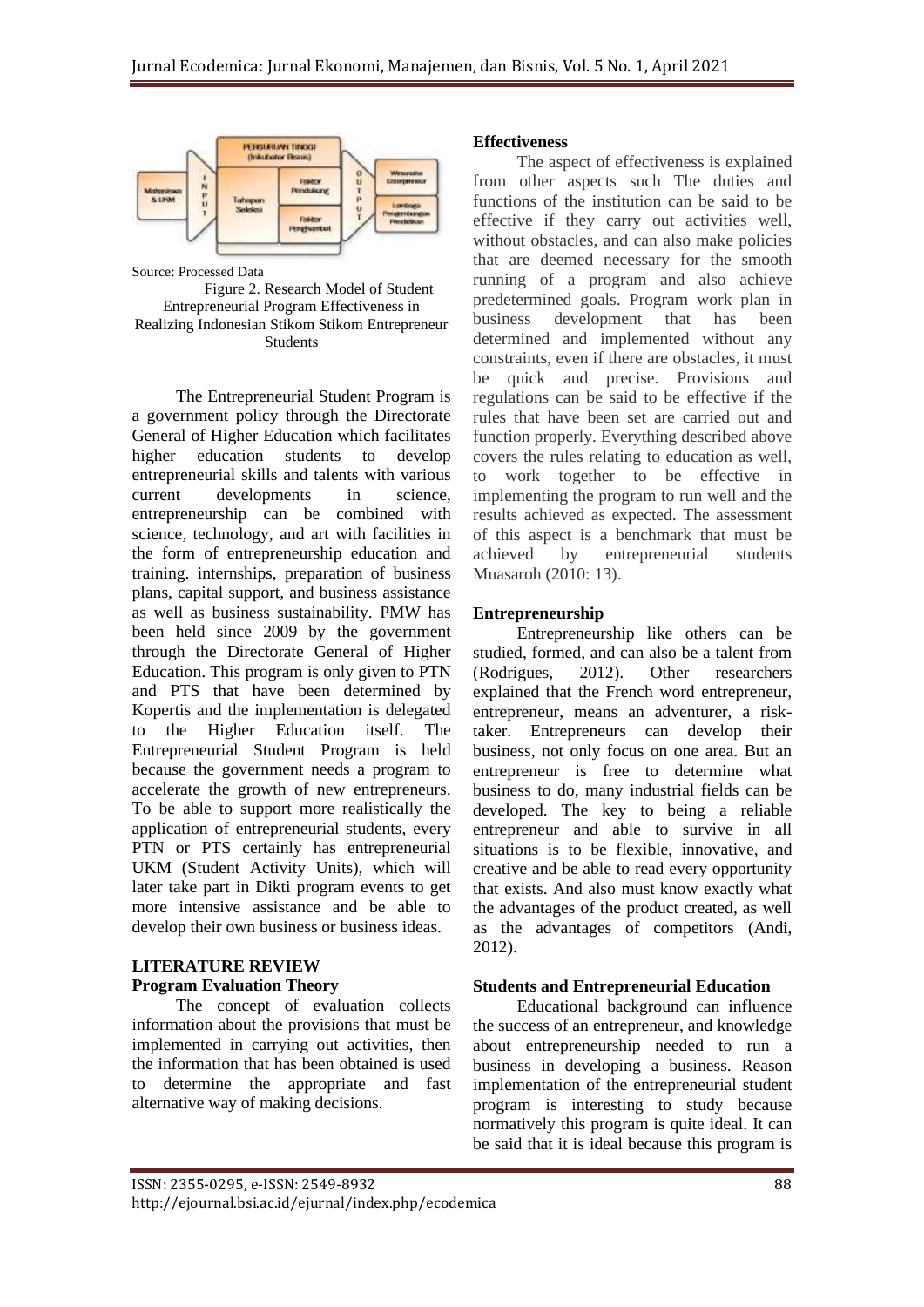Source: Processed Data

Figure 2. Research Model of Student Entrepreneurial Program Effectiveness in Realizing Indonesian Stikom Stikom Entrepreneur Students

The Entrepreneurial Student Program is a government policy through the Directorate General of Higher Education which facilitates higher education students to develop entrepreneurial skills and talents with various current developments in science, entrepreneurship can be combined with science, technology, and art with facilities in the form of entrepreneurship education and training. internships, preparation of business plans, capital support, and business assistance as well as business sustainability. PMW has been held since 2009 by the government through the Directorate General of Higher Education. This program is only given to PTN and PTS that have been determined by Kopertis and the implementation is delegated to the Higher Education itself. The Entrepreneurial Student Program is held because the government needs a program to accelerate the growth of new entrepreneurs. To be able to support more realistically the application of entrepreneurial students, every PTN or PTS certainly has entrepreneurial UKM (Student Activity Units), which will later take part in Dikti program events to get more intensive assistance and be able to develop their own business or business ideas.

## LITERATURE REVIEW

### Program Evaluation Theory

The concept of evaluation collects information about the provisions that must be implemented in carrying out activities, then the information that has been obtained is used to determine the appropriate and fast alternative way of making decisions.

### Effectiveness

The aspect of effectiveness is explained from other aspects such The duties and functions of the institution can be said to be effective if they carry out activities well, without obstacles, and can also make policies that are deemed necessary for the smooth running of a program and also achieve predetermined goals. Program work plan in business development that has been determined and implemented without any constraints, even if there are obstacles, it must be quick and precise. Provisions and regulations can be said to be effective if the rules that have been set are carried out and function properly. Everything described above covers the rules relating to education as well, to work together to be effective in implementing the program to run well and the results achieved as expected. The assessment of this aspect is a benchmark that must be achieved by entrepreneurial students Muasaroh (2010: 13).

### Entrepreneurship

Entrepreneurship like others can be studied, formed, and can also be a talent from (Rodrigues, 2012). Other researchers explained that the French word entrepreneur, entrepreneur, means an adventurer, a risk-taker. Entrepreneurs can develop their business, not only focus on one area. But an entrepreneur is free to determine what business to do, many industrial fields can be developed. The key to being a reliable entrepreneur and able to survive in all situations is to be flexible, innovative, and creative and be able to read every opportunity that exists. And also must know exactly what the advantages of the product created, as well as the advantages of competitors (Andi, 2012).

### Students and Entrepreneurial Education

Educational background can influence the success of an entrepreneur, and knowledge about entrepreneurship needed to run a business in developing a business. Reason implementation of the entrepreneurial student program is interesting to study because normatively this program is quite ideal. It can be said that it is ideal because this program is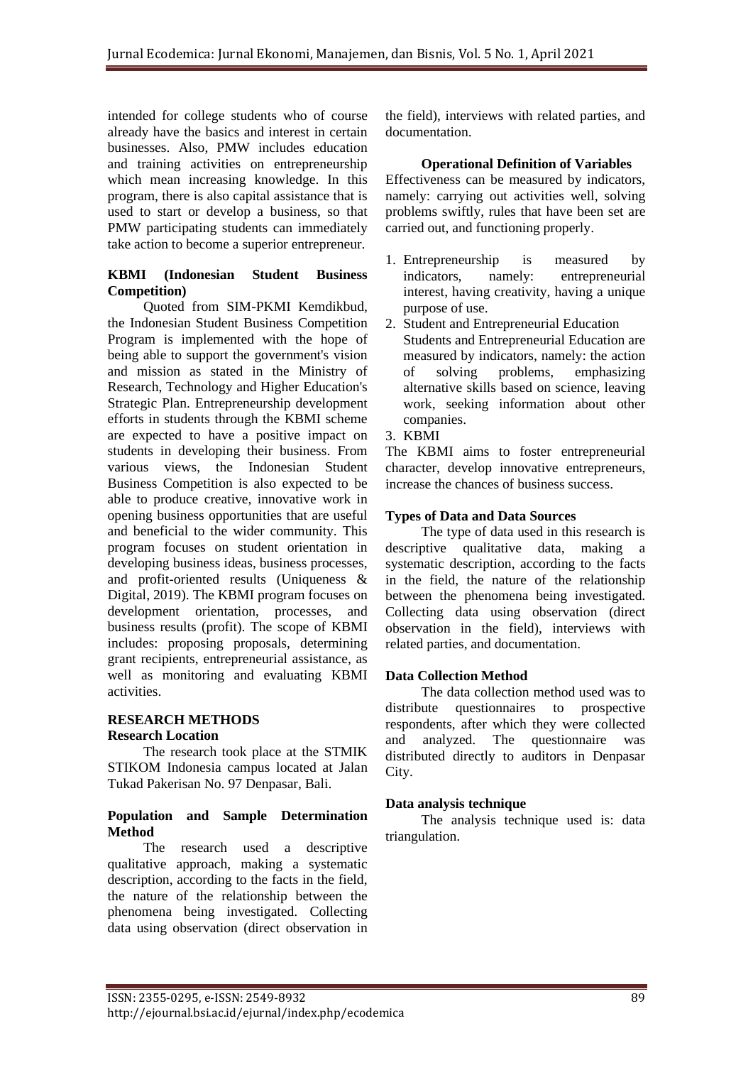intended for college students who of course already have the basics and interest in certain businesses. Also, PMW includes education and training activities on entrepreneurship which mean increasing knowledge. In this program, there is also capital assistance that is used to start or develop a business, so that PMW participating students can immediately take action to become a superior entrepreneur.

**KBMI (Indonesian Student Business Competition)**

Quoted from SIM-PKMI Kemdikbud, the Indonesian Student Business Competition Program is implemented with the hope of being able to support the government's vision and mission as stated in the Ministry of Research, Technology and Higher Education's Strategic Plan. Entrepreneurship development efforts in students through the KBMI scheme are expected to have a positive impact on students in developing their business. From various views, the Indonesian Student Business Competition is also expected to be able to produce creative, innovative work in opening business opportunities that are useful and beneficial to the wider community. This program focuses on student orientation in developing business ideas, business processes, and profit-oriented results (Uniqueness & Digital, 2019). The KBMI program focuses on development orientation, processes, and business results (profit). The scope of KBMI includes: proposing proposals, determining grant recipients, entrepreneurial assistance, as well as monitoring and evaluating KBMI activities.

## RESEARCH METHODS

**Research Location**

The research took place at the STMIK STIKOM Indonesia campus located at Jalan Tukad Pakerisan No. 97 Denpasar, Bali.

**Population and Sample Determination Method**

The research used a descriptive qualitative approach, making a systematic description, according to the facts in the field, the nature of the relationship between the phenomena being investigated. Collecting data using observation (direct observation in the field), interviews with related parties, and documentation.

**Operational Definition of Variables**

Effectiveness can be measured by indicators, namely: carrying out activities well, solving problems swiftly, rules that have been set are carried out, and functioning properly.

1. Entrepreneurship is measured by indicators, namely: entrepreneurial interest, having creativity, having a unique purpose of use.
2. Student and Entrepreneurial Education
   Students and Entrepreneurial Education are measured by indicators, namely: the action of solving problems, emphasizing alternative skills based on science, leaving work, seeking information about other companies.
3. KBMI

The KBMI aims to foster entrepreneurial character, develop innovative entrepreneurs, increase the chances of business success.

**Types of Data and Data Sources**

The type of data used in this research is descriptive qualitative data, making a systematic description, according to the facts in the field, the nature of the relationship between the phenomena being investigated. Collecting data using observation (direct observation in the field), interviews with related parties, and documentation.

**Data Collection Method**

The data collection method used was to distribute questionnaires to prospective respondents, after which they were collected and analyzed. The questionnaire was distributed directly to auditors in Denpasar City.

**Data analysis technique**

The analysis technique used is: data triangulation.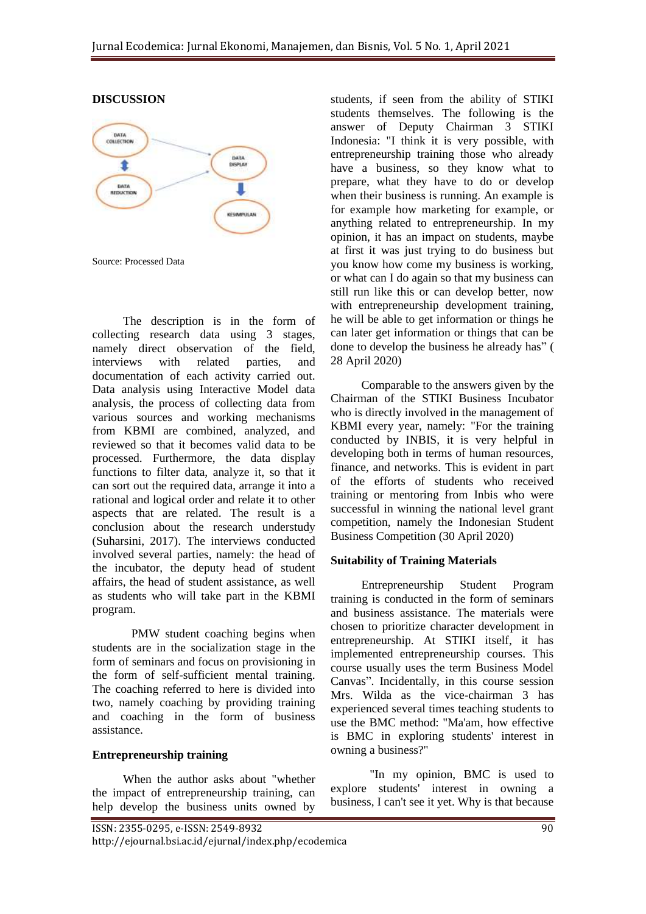## DISCUSSION

Source: Processed Data

The description is in the form of collecting research data using 3 stages, namely direct observation of the field, interviews with related parties, and documentation of each activity carried out. Data analysis using Interactive Model data analysis, the process of collecting data from various sources and working mechanisms from KBMI are combined, analyzed, and reviewed so that it becomes valid data to be processed. Furthermore, the data display functions to filter data, analyze it, so that it can sort out the required data, arrange it into a rational and logical order and relate it to other aspects that are related. The result is a conclusion about the research understudy (Suharsini, 2017). The interviews conducted involved several parties, namely: the head of the incubator, the deputy head of student affairs, the head of student assistance, as well as students who will take part in the KBMI program.

PMW student coaching begins when students are in the socialization stage in the form of seminars and focus on provisioning in the form of self-sufficient mental training. The coaching referred to here is divided into two, namely coaching by providing training and coaching in the form of business assistance.

### Entrepreneurship training

When the author asks about "whether the impact of entrepreneurship training, can help develop the business units owned by students, if seen from the ability of STIKI students themselves. The following is the answer of Deputy Chairman 3 STIKI Indonesia: "I think it is very possible, with entrepreneurship training those who already have a business, so they know what to prepare, what they have to do or develop when their business is running. An example is for example how marketing for example, or anything related to entrepreneurship. In my opinion, it has an impact on students, maybe at first it was just trying to do business but you know how come my business is working, or what can I do again so that my business can still run like this or can develop better, now with entrepreneurship development training, he will be able to get information or things he can later get information or things that can be done to develop the business he already has" ( 28 April 2020)

Comparable to the answers given by the Chairman of the STIKI Business Incubator who is directly involved in the management of KBMI every year, namely: "For the training conducted by INBIS, it is very helpful in developing both in terms of human resources, finance, and networks. This is evident in part of the efforts of students who received training or mentoring from Inbis who were successful in winning the national level grant competition, namely the Indonesian Student Business Competition (30 April 2020)

### Suitability of Training Materials

Entrepreneurship Student Program training is conducted in the form of seminars and business assistance. The materials were chosen to prioritize character development in entrepreneurship. At STIKI itself, it has implemented entrepreneurship courses. This course usually uses the term Business Model Canvas". Incidentally, in this course session Mrs. Wilda as the vice-chairman 3 has experienced several times teaching students to use the BMC method: "Ma'am, how effective is BMC in exploring students' interest in owning a business?"

"In my opinion, BMC is used to explore students' interest in owning a business, I can't see it yet. Why is that because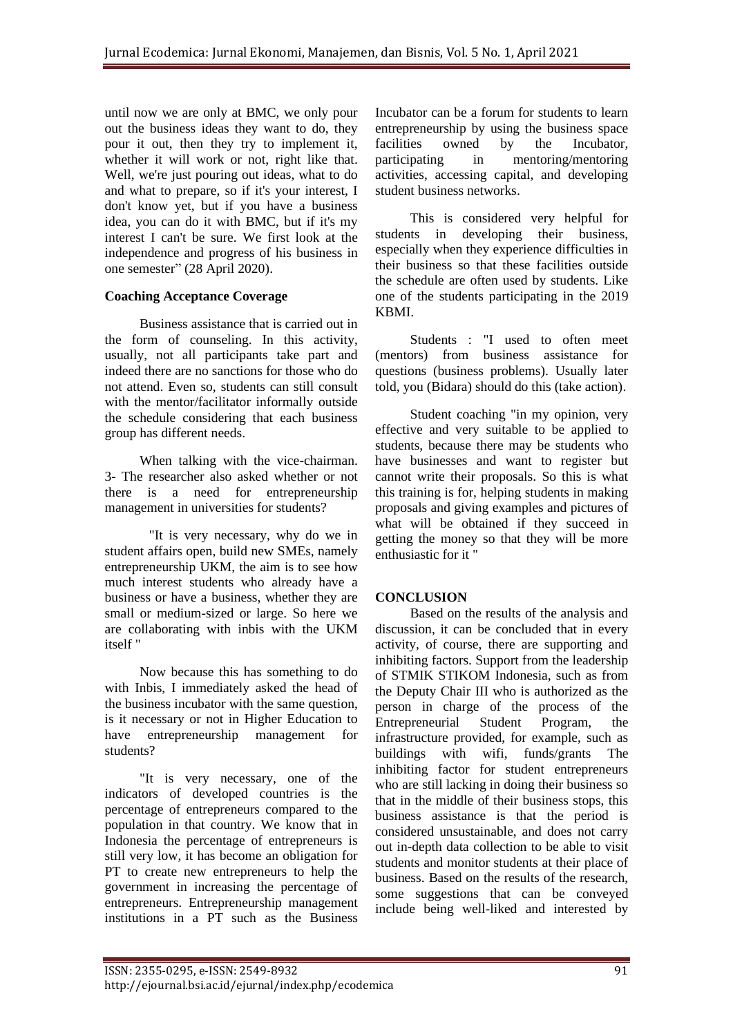until now we are only at BMC, we only pour out the business ideas they want to do, they pour it out, then they try to implement it, whether it will work or not, right like that. Well, we're just pouring out ideas, what to do and what to prepare, so if it's your interest, I don't know yet, but if you have a business idea, you can do it with BMC, but if it's my interest I can't be sure. We first look at the independence and progress of his business in one semester" (28 April 2020).

**Coaching Acceptance Coverage**

Business assistance that is carried out in the form of counseling. In this activity, usually, not all participants take part and indeed there are no sanctions for those who do not attend. Even so, students can still consult with the mentor/facilitator informally outside the schedule considering that each business group has different needs.

When talking with the vice-chairman. 3- The researcher also asked whether or not there is a need for entrepreneurship management in universities for students?

"It is very necessary, why do we in student affairs open, build new SMEs, namely entrepreneurship UKM, the aim is to see how much interest students who already have a business or have a business, whether they are small or medium-sized or large. So here we are collaborating with inbis with the UKM itself "

Now because this has something to do with Inbis, I immediately asked the head of the business incubator with the same question, is it necessary or not in Higher Education to have entrepreneurship management for students?

"It is very necessary, one of the indicators of developed countries is the percentage of entrepreneurs compared to the population in that country. We know that in Indonesia the percentage of entrepreneurs is still very low, it has become an obligation for PT to create new entrepreneurs to help the government in increasing the percentage of entrepreneurs. Entrepreneurship management institutions in a PT such as the Business Incubator can be a forum for students to learn entrepreneurship by using the business space facilities owned by the Incubator, participating in mentoring/mentoring activities, accessing capital, and developing student business networks.

This is considered very helpful for students in developing their business, especially when they experience difficulties in their business so that these facilities outside the schedule are often used by students. Like one of the students participating in the 2019 KBMI.

Students : "I used to often meet (mentors) from business assistance for questions (business problems). Usually later told, you (Bidara) should do this (take action).

Student coaching "in my opinion, very effective and very suitable to be applied to students, because there may be students who have businesses and want to register but cannot write their proposals. So this is what this training is for, helping students in making proposals and giving examples and pictures of what will be obtained if they succeed in getting the money so that they will be more enthusiastic for it "

## CONCLUSION

Based on the results of the analysis and discussion, it can be concluded that in every activity, of course, there are supporting and inhibiting factors. Support from the leadership of STMIK STIKOM Indonesia, such as from the Deputy Chair III who is authorized as the person in charge of the process of the Entrepreneurial Student Program, the infrastructure provided, for example, such as buildings with wifi, funds/grants The inhibiting factor for student entrepreneurs who are still lacking in doing their business so that in the middle of their business stops, this business assistance is that the period is considered unsustainable, and does not carry out in-depth data collection to be able to visit students and monitor students at their place of business. Based on the results of the research, some suggestions that can be conveyed include being well-liked and interested by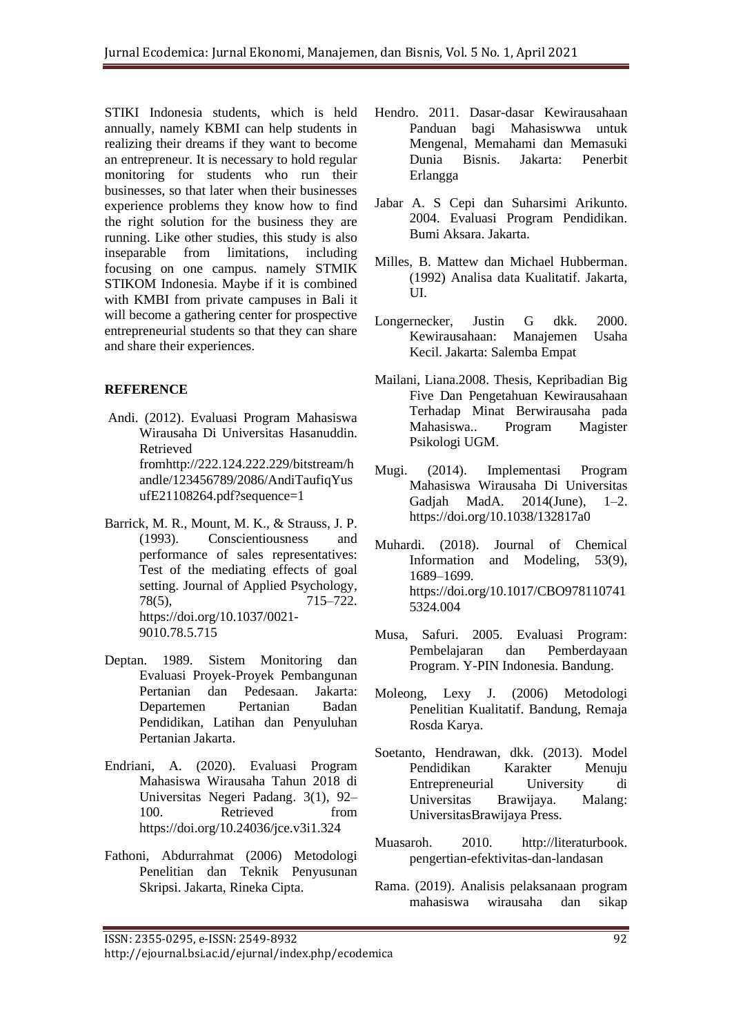STIKI Indonesia students, which is held annually, namely KBMI can help students in realizing their dreams if they want to become an entrepreneur. It is necessary to hold regular monitoring for students who run their businesses, so that later when their businesses experience problems they know how to find the right solution for the business they are running. Like other studies, this study is also inseparable from limitations, including focusing on one campus. namely STMIK STIKOM Indonesia. Maybe if it is combined with KMBI from private campuses in Bali it will become a gathering center for prospective entrepreneurial students so that they can share and share their experiences.

**REFERENCE**

Andi. (2012). Evaluasi Program Mahasiswa Wirausaha Di Universitas Hasanuddin. Retrieved fromhttp://222.124.222.229/bitstream/handle/123456789/2086/AndiTaufiqYusufE21108264.pdf?sequence=1

Barrick, M. R., Mount, M. K., & Strauss, J. P. (1993). Conscientiousness and performance of sales representatives: Test of the mediating effects of goal setting. Journal of Applied Psychology, 78(5), 715–722. https://doi.org/10.1037/0021-9010.78.5.715

Deptan. 1989. Sistem Monitoring dan Evaluasi Proyek-Proyek Pembangunan Pertanian dan Pedesaan. Jakarta: Departemen Pertanian Badan Pendidikan, Latihan dan Penyuluhan Pertanian Jakarta.

Endriani, A. (2020). Evaluasi Program Mahasiswa Wirausaha Tahun 2018 di Universitas Negeri Padang. 3(1), 92–100. Retrieved from https://doi.org/10.24036/jce.v3i1.324

Fathoni, Abdurrahmat (2006) Metodologi Penelitian dan Teknik Penyusunan Skripsi. Jakarta, Rineka Cipta.

Hendro. 2011. Dasar-dasar Kewirausahaan Panduan bagi Mahasiswwa untuk Mengenal, Memahami dan Memasuki Dunia Bisnis. Jakarta: Penerbit Erlangga

Jabar A. S Cepi dan Suharsimi Arikunto. 2004. Evaluasi Program Pendidikan. Bumi Aksara. Jakarta.

Milles, B. Mattew dan Michael Hubberman. (1992) Analisa data Kualitatif. Jakarta, UI.

Longernecker, Justin G dkk. 2000. Kewirausahaan: Manajemen Usaha Kecil. Jakarta: Salemba Empat

Mailani, Liana.2008. Thesis, Kepribadian Big Five Dan Pengetahuan Kewirausahaan Terhadap Minat Berwirausaha pada Mahasiswa.. Program Magister Psikologi UGM.

Mugi. (2014). Implementasi Program Mahasiswa Wirausaha Di Universitas Gadjah MadA. 2014(June), 1–2. https://doi.org/10.1038/132817a0

Muhardi. (2018). Journal of Chemical Information and Modeling, 53(9), 1689–1699. https://doi.org/10.1017/CBO9781107415324.004

Musa, Safuri. 2005. Evaluasi Program: Pembelajaran dan Pemberdayaan Program. Y-PIN Indonesia. Bandung.

Moleong, Lexy J. (2006) Metodologi Penelitian Kualitatif. Bandung, Remaja Rosda Karya.

Soetanto, Hendrawan, dkk. (2013). Model Pendidikan Karakter Menuju Entrepreneurial University di Universitas Brawijaya. Malang: UniversitasBrawijaya Press.

Muasaroh. 2010. http://literaturbook. pengertian-efektivitas-dan-landasan

Rama. (2019). Analisis pelaksanaan program mahasiswa wirausaha dan sikap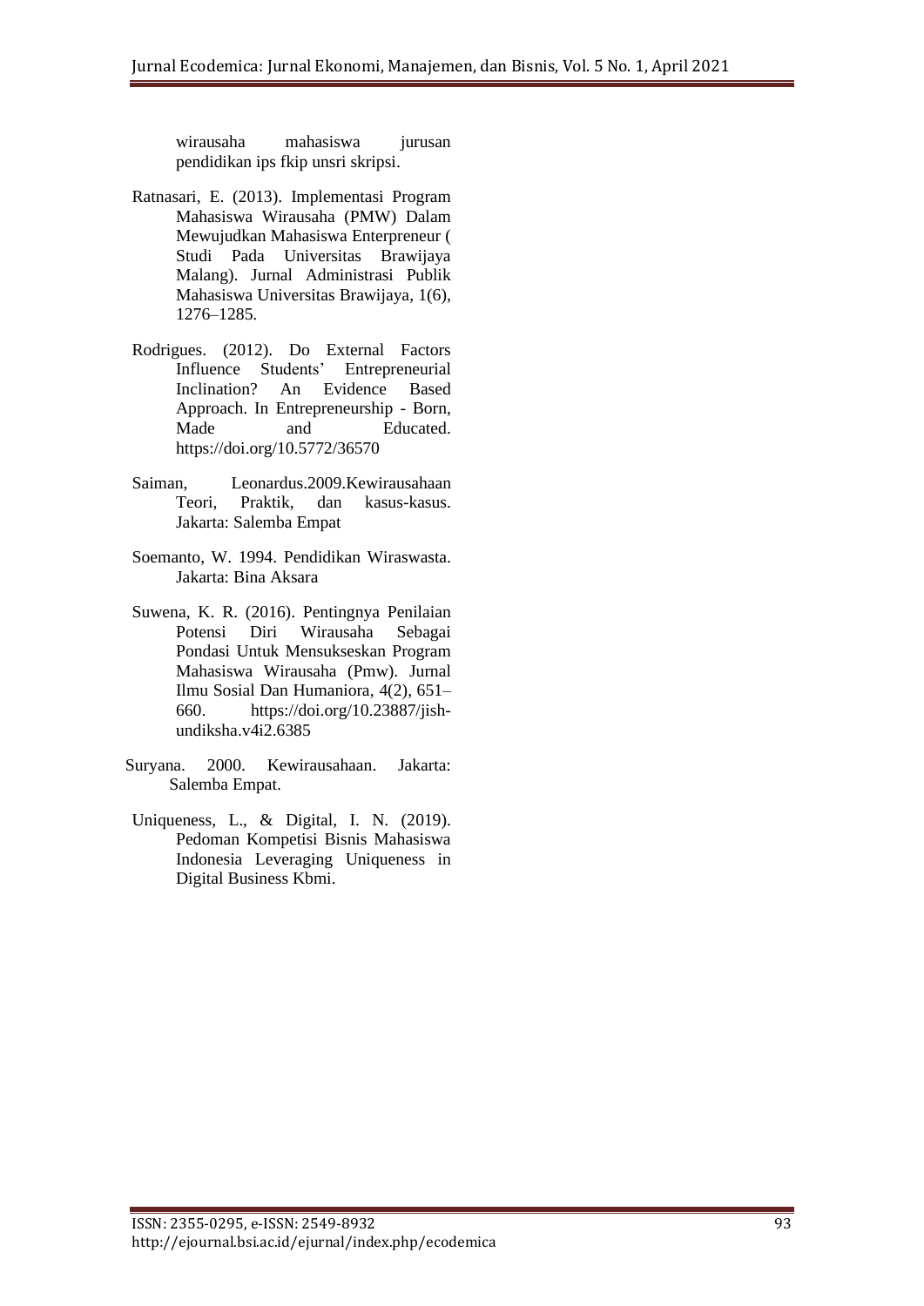wirausaha mahasiswa jurusan pendidikan ips fkip unsri skripsi.

Ratnasari, E. (2013). Implementasi Program Mahasiswa Wirausaha (PMW) Dalam Mewujudkan Mahasiswa Enterpreneur ( Studi Pada Universitas Brawijaya Malang). Jurnal Administrasi Publik Mahasiswa Universitas Brawijaya, 1(6), 1276–1285.

Rodrigues. (2012). Do External Factors Influence Students' Entrepreneurial Inclination? An Evidence Based Approach. In Entrepreneurship - Born, Made and Educated. https://doi.org/10.5772/36570

Saiman, Leonardus.2009.Kewirausahaan Teori, Praktik, dan kasus-kasus. Jakarta: Salemba Empat

Soemanto, W. 1994. Pendidikan Wiraswasta. Jakarta: Bina Aksara

Suwena, K. R. (2016). Pentingnya Penilaian Potensi Diri Wirausaha Sebagai Pondasi Untuk Mensukseskan Program Mahasiswa Wirausaha (Pmw). Jurnal Ilmu Sosial Dan Humaniora, 4(2), 651–660. https://doi.org/10.23887/jish-undiksha.v4i2.6385

Suryana. 2000. Kewirausahaan. Jakarta: Salemba Empat.

Uniqueness, L., & Digital, I. N. (2019). Pedoman Kompetisi Bisnis Mahasiswa Indonesia Leveraging Uniqueness in Digital Business Kbmi.